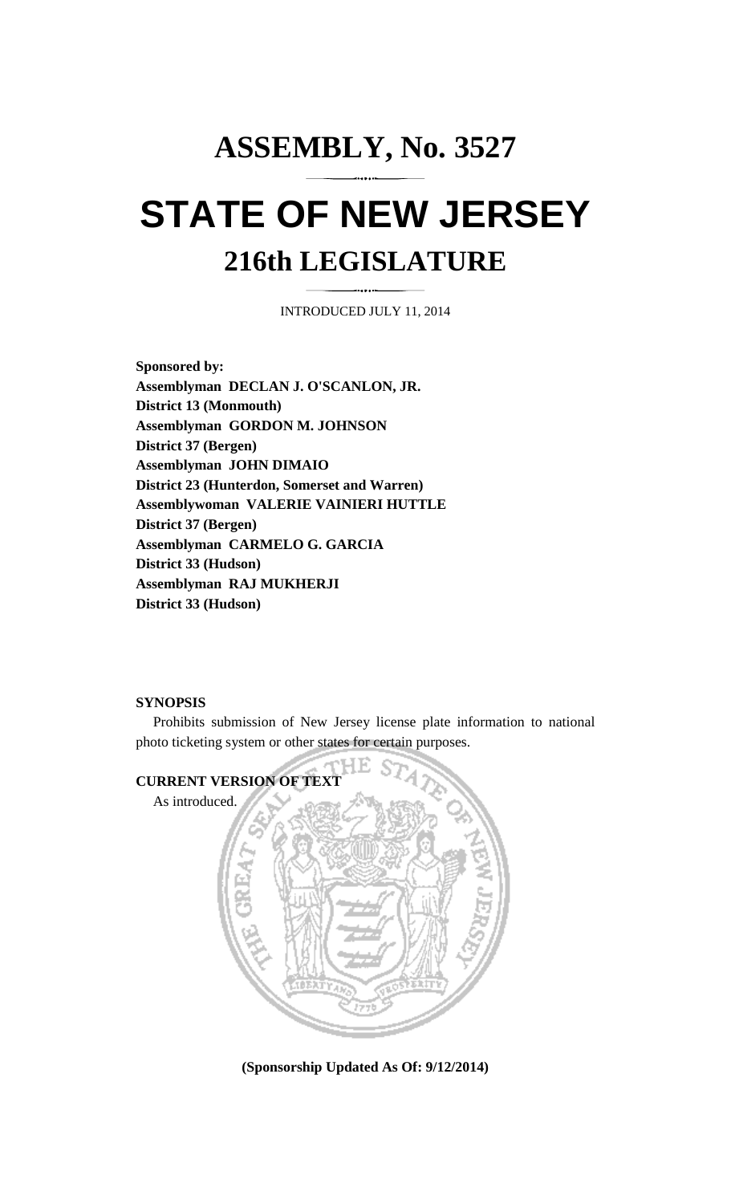# ASSEMBLY, No. 3527

# STATE OF NEW JERSEY

## 216th LEGISLATURE

INTRODUCED JULY 11, 2014

**Sponsored by:**
**Assemblyman DECLAN J. O'SCANLON, JR.**
**District 13 (Monmouth)**
**Assemblyman GORDON M. JOHNSON**
**District 37 (Bergen)**
**Assemblyman JOHN DIMAIO**
**District 23 (Hunterdon, Somerset and Warren)**
**Assemblywoman VALERIE VAINIERI HUTTLE**
**District 37 (Bergen)**
**Assemblyman CARMELO G. GARCIA**
**District 33 (Hudson)**
**Assemblyman RAJ MUKHERJI**
**District 33 (Hudson)**

**SYNOPSIS**

Prohibits submission of New Jersey license plate information to national photo ticketing system or other states for certain purposes.

**CURRENT VERSION OF TEXT**

As introduced.

**(Sponsorship Updated As Of: 9/12/2014)**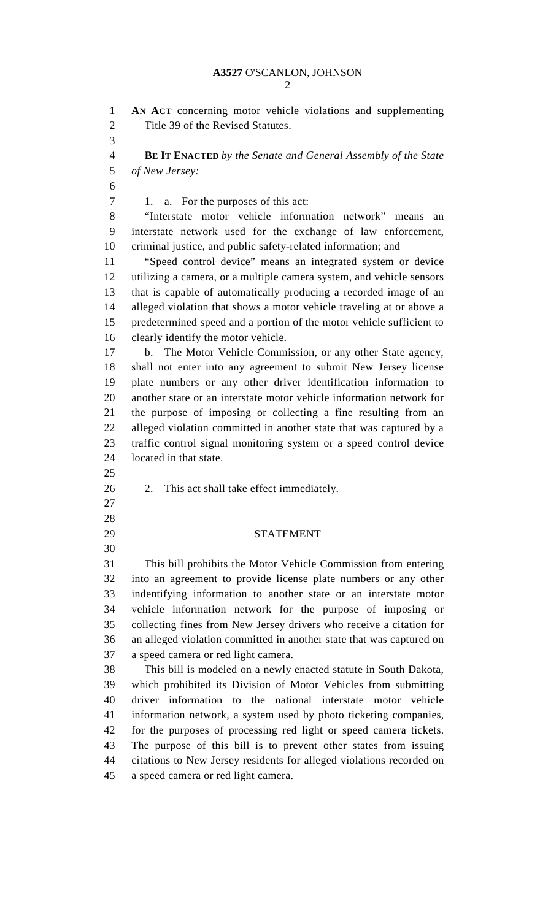**AN ACT** concerning motor vehicle violations and supplementing Title 39 of the Revised Statutes.

**BE IT ENACTED** *by the Senate and General Assembly of the State of New Jersey:*

1. a. For the purposes of this act:

"Interstate motor vehicle information network" means an interstate network used for the exchange of law enforcement, criminal justice, and public safety-related information; and

"Speed control device" means an integrated system or device utilizing a camera, or a multiple camera system, and vehicle sensors that is capable of automatically producing a recorded image of an alleged violation that shows a motor vehicle traveling at or above a predetermined speed and a portion of the motor vehicle sufficient to clearly identify the motor vehicle.

b. The Motor Vehicle Commission, or any other State agency, shall not enter into any agreement to submit New Jersey license plate numbers or any other driver identification information to another state or an interstate motor vehicle information network for the purpose of imposing or collecting a fine resulting from an alleged violation committed in another state that was captured by a traffic control signal monitoring system or a speed control device located in that state.

2. This act shall take effect immediately.

## STATEMENT

This bill prohibits the Motor Vehicle Commission from entering into an agreement to provide license plate numbers or any other indentifying information to another state or an interstate motor vehicle information network for the purpose of imposing or collecting fines from New Jersey drivers who receive a citation for an alleged violation committed in another state that was captured on a speed camera or red light camera.

This bill is modeled on a newly enacted statute in South Dakota, which prohibited its Division of Motor Vehicles from submitting driver information to the national interstate motor vehicle information network, a system used by photo ticketing companies, for the purposes of processing red light or speed camera tickets. The purpose of this bill is to prevent other states from issuing citations to New Jersey residents for alleged violations recorded on a speed camera or red light camera.